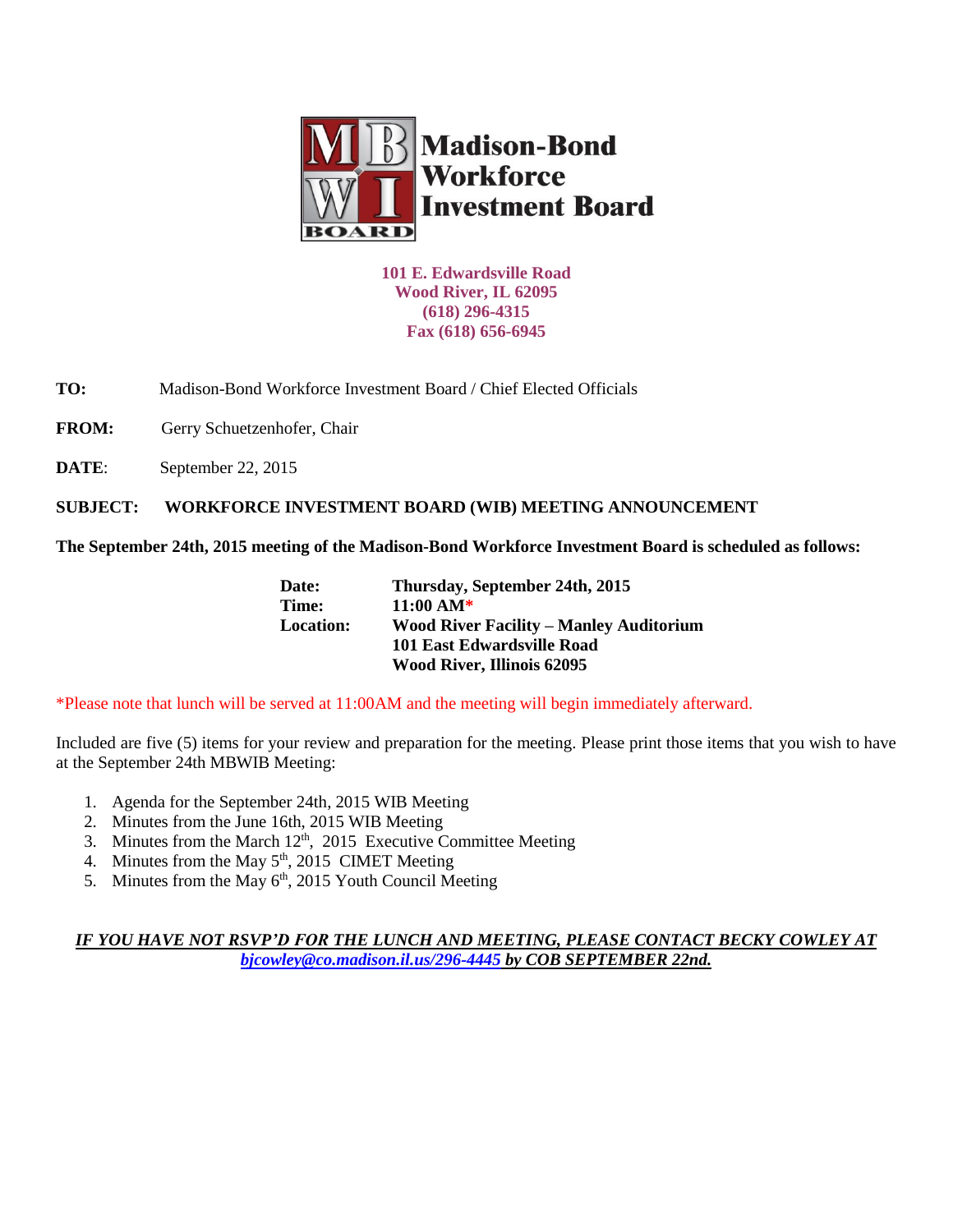# Madison-Bond Workforce Investment Board

**101 E. Edwardsville Road**
**Wood River, IL 62095**
**(618) 296-4315**
**Fax (618) 656-6945**

**TO:** Madison-Bond Workforce Investment Board / Chief Elected Officials

**FROM:** Gerry Schuetzenhofer, Chair

**DATE:** September 22, 2015

**SUBJECT: WORKFORCE INVESTMENT BOARD (WIB) MEETING ANNOUNCEMENT**

**The September 24th, 2015 meeting of the Madison-Bond Workforce Investment Board is scheduled as follows:**

**Date:** **Thursday, September 24th, 2015**
**Time:** **11:00 AM***
**Location:** **Wood River Facility – Manley Auditorium**
**101 East Edwardsville Road**
**Wood River, Illinois 62095**

*Please note that lunch will be served at 11:00AM and the meeting will begin immediately afterward.

Included are five (5) items for your review and preparation for the meeting. Please print those items that you wish to have at the September 24th MBWIB Meeting:

1. Agenda for the September 24th, 2015 WIB Meeting
2. Minutes from the June 16th, 2015 WIB Meeting
3. Minutes from the March 12th, 2015 Executive Committee Meeting
4. Minutes from the May 5th, 2015 CIMET Meeting
5. Minutes from the May 6th, 2015 Youth Council Meeting

***IF YOU HAVE NOT RSVP'D FOR THE LUNCH AND MEETING, PLEASE CONTACT BECKY COWLEY AT bjcowley@co.madison.il.us/296-4445 by COB SEPTEMBER 22nd.***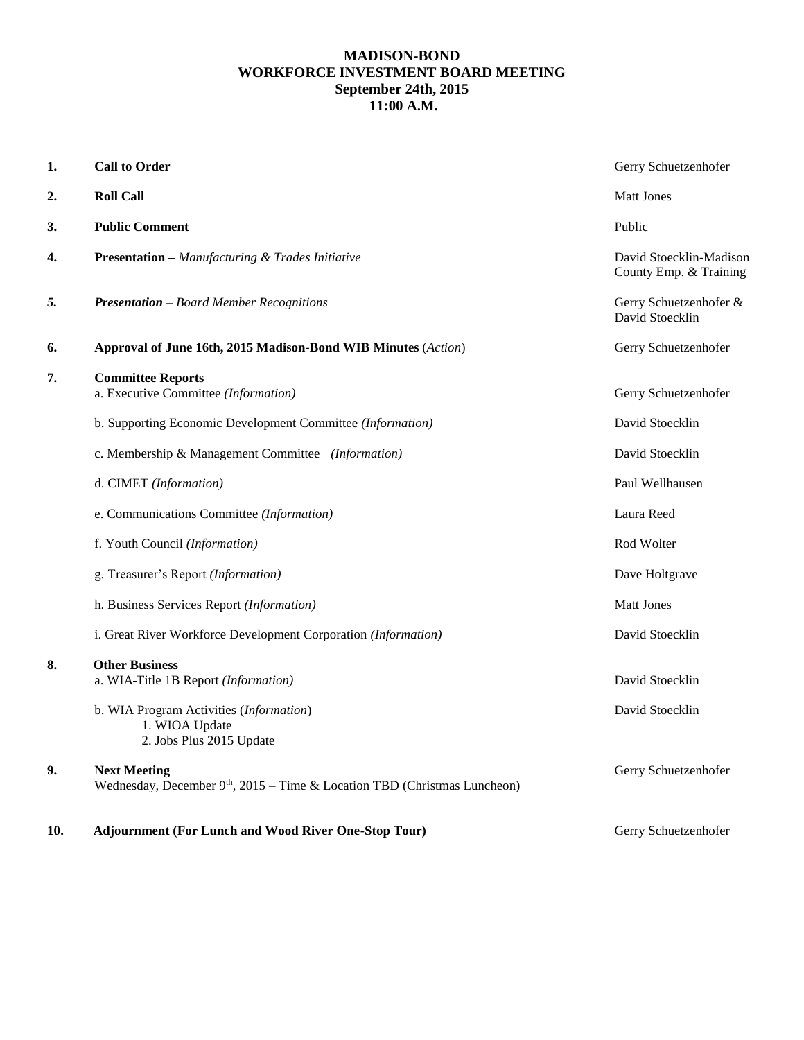# MADISON-BOND
# WORKFORCE INVESTMENT BOARD MEETING
## September 24th, 2015
## 11:00 A.M.

| | | |
|---|---|---|
| **1.** | **Call to Order** | Gerry Schuetzenhofer |
| **2.** | **Roll Call** | Matt Jones |
| **3.** | **Public Comment** | Public |
| **4.** | **Presentation –** *Manufacturing & Trades Initiative* | David Stoecklin-Madison County Emp. & Training |
| ***5.*** | ***Presentation** – Board Member Recognitions* | Gerry Schuetzenhofer & David Stoecklin |
| **6.** | **Approval of June 16th, 2015 Madison-Bond WIB Minutes** (*Action*) | Gerry Schuetzenhofer |
| **7.** | **Committee Reports** | |
| | a. Executive Committee *(Information)* | Gerry Schuetzenhofer |
| | b. Supporting Economic Development Committee *(Information)* | David Stoecklin |
| | c. Membership & Management Committee *(Information)* | David Stoecklin |
| | d. CIMET *(Information)* | Paul Wellhausen |
| | e. Communications Committee *(Information)* | Laura Reed |
| | f. Youth Council *(Information)* | Rod Wolter |
| | g. Treasurer's Report *(Information)* | Dave Holtgrave |
| | h. Business Services Report *(Information)* | Matt Jones |
| | i. Great River Workforce Development Corporation *(Information)* | David Stoecklin |
| **8.** | **Other Business** | |
| | a. WIA-Title 1B Report *(Information)* | David Stoecklin |
| | b. WIA Program Activities (*Information*)<br>1. WIOA Update<br>2. Jobs Plus 2015 Update | David Stoecklin |
| **9.** | **Next Meeting**<br>Wednesday, December 9th, 2015 – Time & Location TBD (Christmas Luncheon) | Gerry Schuetzenhofer |
| **10.** | **Adjournment (For Lunch and Wood River One-Stop Tour)** | Gerry Schuetzenhofer |